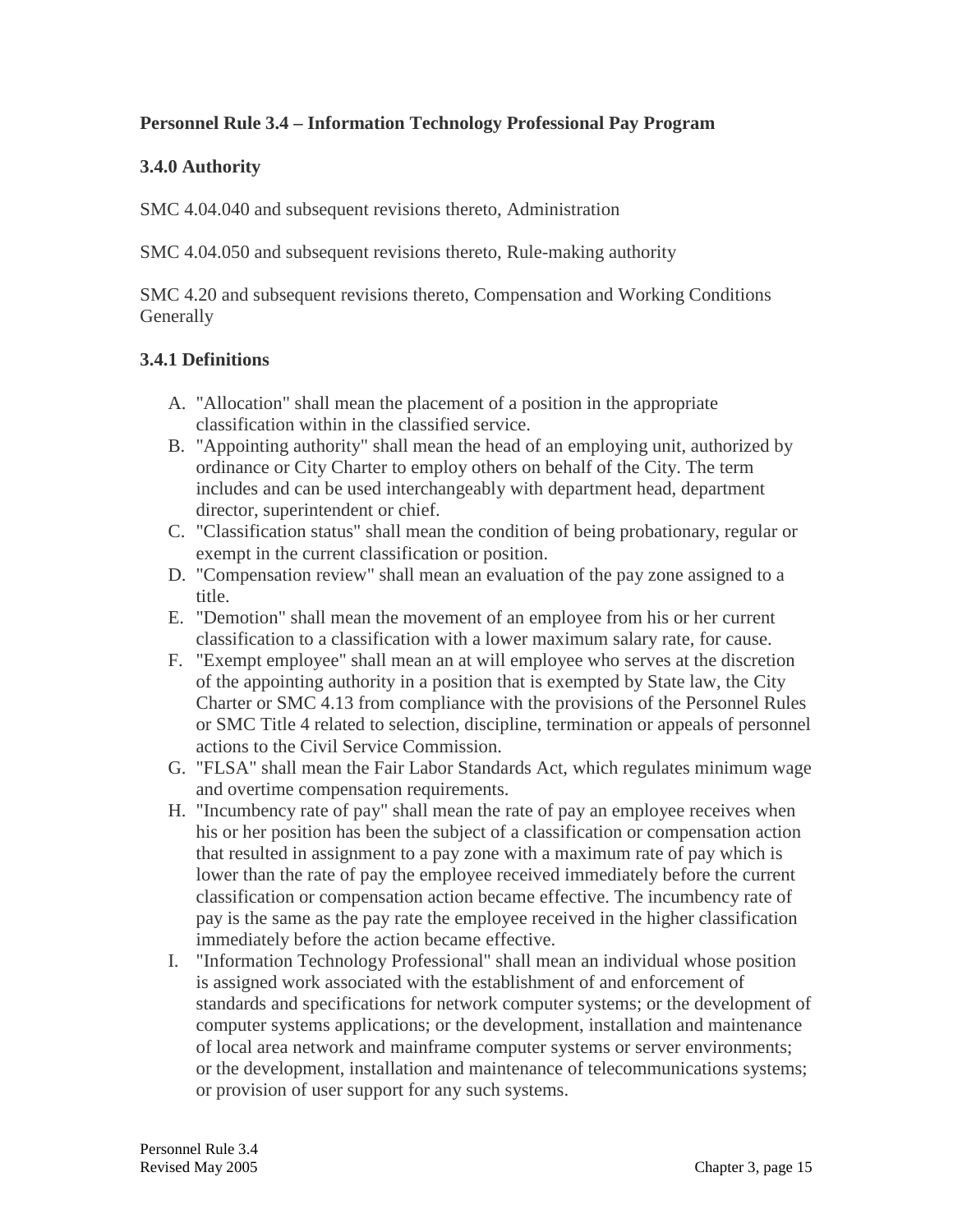# Personnel Rule 3.4 – Information Technology Professional Pay Program

## 3.4.0 Authority

SMC 4.04.040 and subsequent revisions thereto, Administration

SMC 4.04.050 and subsequent revisions thereto, Rule-making authority

SMC 4.20 and subsequent revisions thereto, Compensation and Working Conditions Generally

## 3.4.1 Definitions

A. "Allocation" shall mean the placement of a position in the appropriate classification within in the classified service.

B. "Appointing authority" shall mean the head of an employing unit, authorized by ordinance or City Charter to employ others on behalf of the City. The term includes and can be used interchangeably with department head, department director, superintendent or chief.

C. "Classification status" shall mean the condition of being probationary, regular or exempt in the current classification or position.

D. "Compensation review" shall mean an evaluation of the pay zone assigned to a title.

E. "Demotion" shall mean the movement of an employee from his or her current classification to a classification with a lower maximum salary rate, for cause.

F. "Exempt employee" shall mean an at will employee who serves at the discretion of the appointing authority in a position that is exempted by State law, the City Charter or SMC 4.13 from compliance with the provisions of the Personnel Rules or SMC Title 4 related to selection, discipline, termination or appeals of personnel actions to the Civil Service Commission.

G. "FLSA" shall mean the Fair Labor Standards Act, which regulates minimum wage and overtime compensation requirements.

H. "Incumbency rate of pay" shall mean the rate of pay an employee receives when his or her position has been the subject of a classification or compensation action that resulted in assignment to a pay zone with a maximum rate of pay which is lower than the rate of pay the employee received immediately before the current classification or compensation action became effective. The incumbency rate of pay is the same as the pay rate the employee received in the higher classification immediately before the action became effective.

I. "Information Technology Professional" shall mean an individual whose position is assigned work associated with the establishment of and enforcement of standards and specifications for network computer systems; or the development of computer systems applications; or the development, installation and maintenance of local area network and mainframe computer systems or server environments; or the development, installation and maintenance of telecommunications systems; or provision of user support for any such systems.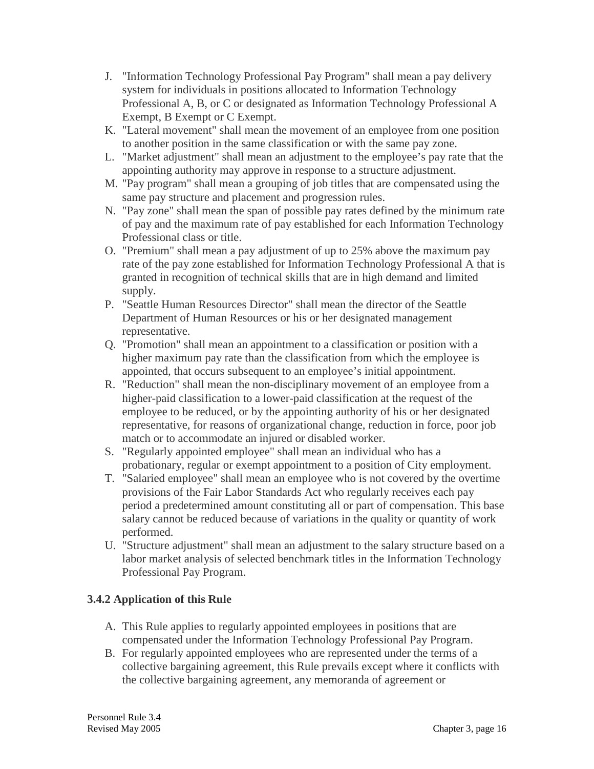J. "Information Technology Professional Pay Program" shall mean a pay delivery system for individuals in positions allocated to Information Technology Professional A, B, or C or designated as Information Technology Professional A Exempt, B Exempt or C Exempt.
K. "Lateral movement" shall mean the movement of an employee from one position to another position in the same classification or with the same pay zone.
L. "Market adjustment" shall mean an adjustment to the employee's pay rate that the appointing authority may approve in response to a structure adjustment.
M. "Pay program" shall mean a grouping of job titles that are compensated using the same pay structure and placement and progression rules.
N. "Pay zone" shall mean the span of possible pay rates defined by the minimum rate of pay and the maximum rate of pay established for each Information Technology Professional class or title.
O. "Premium" shall mean a pay adjustment of up to 25% above the maximum pay rate of the pay zone established for Information Technology Professional A that is granted in recognition of technical skills that are in high demand and limited supply.
P. "Seattle Human Resources Director" shall mean the director of the Seattle Department of Human Resources or his or her designated management representative.
Q. "Promotion" shall mean an appointment to a classification or position with a higher maximum pay rate than the classification from which the employee is appointed, that occurs subsequent to an employee's initial appointment.
R. "Reduction" shall mean the non-disciplinary movement of an employee from a higher-paid classification to a lower-paid classification at the request of the employee to be reduced, or by the appointing authority of his or her designated representative, for reasons of organizational change, reduction in force, poor job match or to accommodate an injured or disabled worker.
S. "Regularly appointed employee" shall mean an individual who has a probationary, regular or exempt appointment to a position of City employment.
T. "Salaried employee" shall mean an employee who is not covered by the overtime provisions of the Fair Labor Standards Act who regularly receives each pay period a predetermined amount constituting all or part of compensation. This base salary cannot be reduced because of variations in the quality or quantity of work performed.
U. "Structure adjustment" shall mean an adjustment to the salary structure based on a labor market analysis of selected benchmark titles in the Information Technology Professional Pay Program.

### 3.4.2 Application of this Rule

A. This Rule applies to regularly appointed employees in positions that are compensated under the Information Technology Professional Pay Program.
B. For regularly appointed employees who are represented under the terms of a collective bargaining agreement, this Rule prevails except where it conflicts with the collective bargaining agreement, any memoranda of agreement or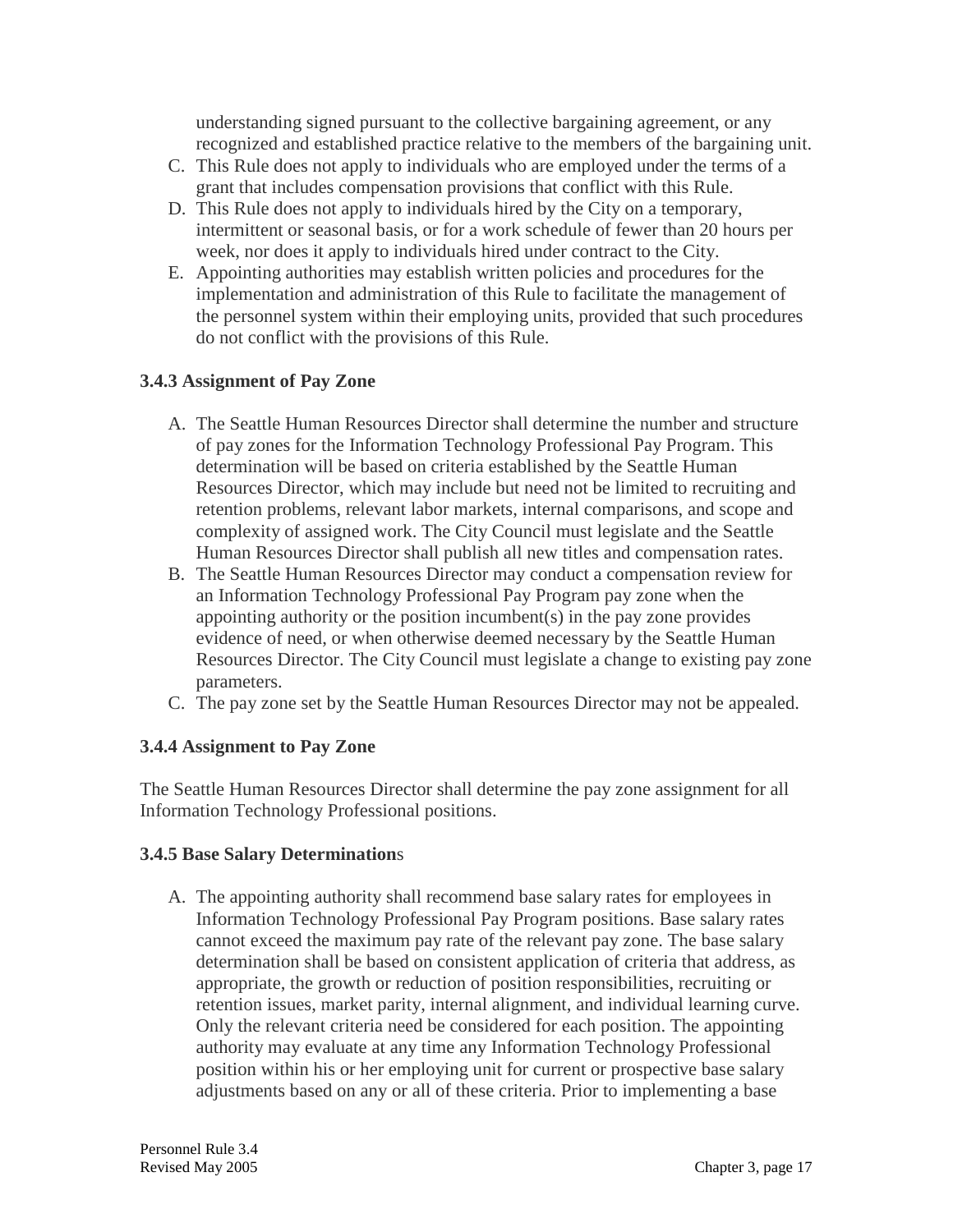understanding signed pursuant to the collective bargaining agreement, or any recognized and established practice relative to the members of the bargaining unit.

C. This Rule does not apply to individuals who are employed under the terms of a grant that includes compensation provisions that conflict with this Rule.
D. This Rule does not apply to individuals hired by the City on a temporary, intermittent or seasonal basis, or for a work schedule of fewer than 20 hours per week, nor does it apply to individuals hired under contract to the City.
E. Appointing authorities may establish written policies and procedures for the implementation and administration of this Rule to facilitate the management of the personnel system within their employing units, provided that such procedures do not conflict with the provisions of this Rule.

### 3.4.3 Assignment of Pay Zone

A. The Seattle Human Resources Director shall determine the number and structure of pay zones for the Information Technology Professional Pay Program. This determination will be based on criteria established by the Seattle Human Resources Director, which may include but need not be limited to recruiting and retention problems, relevant labor markets, internal comparisons, and scope and complexity of assigned work. The City Council must legislate and the Seattle Human Resources Director shall publish all new titles and compensation rates.
B. The Seattle Human Resources Director may conduct a compensation review for an Information Technology Professional Pay Program pay zone when the appointing authority or the position incumbent(s) in the pay zone provides evidence of need, or when otherwise deemed necessary by the Seattle Human Resources Director. The City Council must legislate a change to existing pay zone parameters.
C. The pay zone set by the Seattle Human Resources Director may not be appealed.

### 3.4.4 Assignment to Pay Zone

The Seattle Human Resources Director shall determine the pay zone assignment for all Information Technology Professional positions.

### 3.4.5 Base Salary Determinations

A. The appointing authority shall recommend base salary rates for employees in Information Technology Professional Pay Program positions. Base salary rates cannot exceed the maximum pay rate of the relevant pay zone. The base salary determination shall be based on consistent application of criteria that address, as appropriate, the growth or reduction of position responsibilities, recruiting or retention issues, market parity, internal alignment, and individual learning curve. Only the relevant criteria need be considered for each position. The appointing authority may evaluate at any time any Information Technology Professional position within his or her employing unit for current or prospective base salary adjustments based on any or all of these criteria. Prior to implementing a base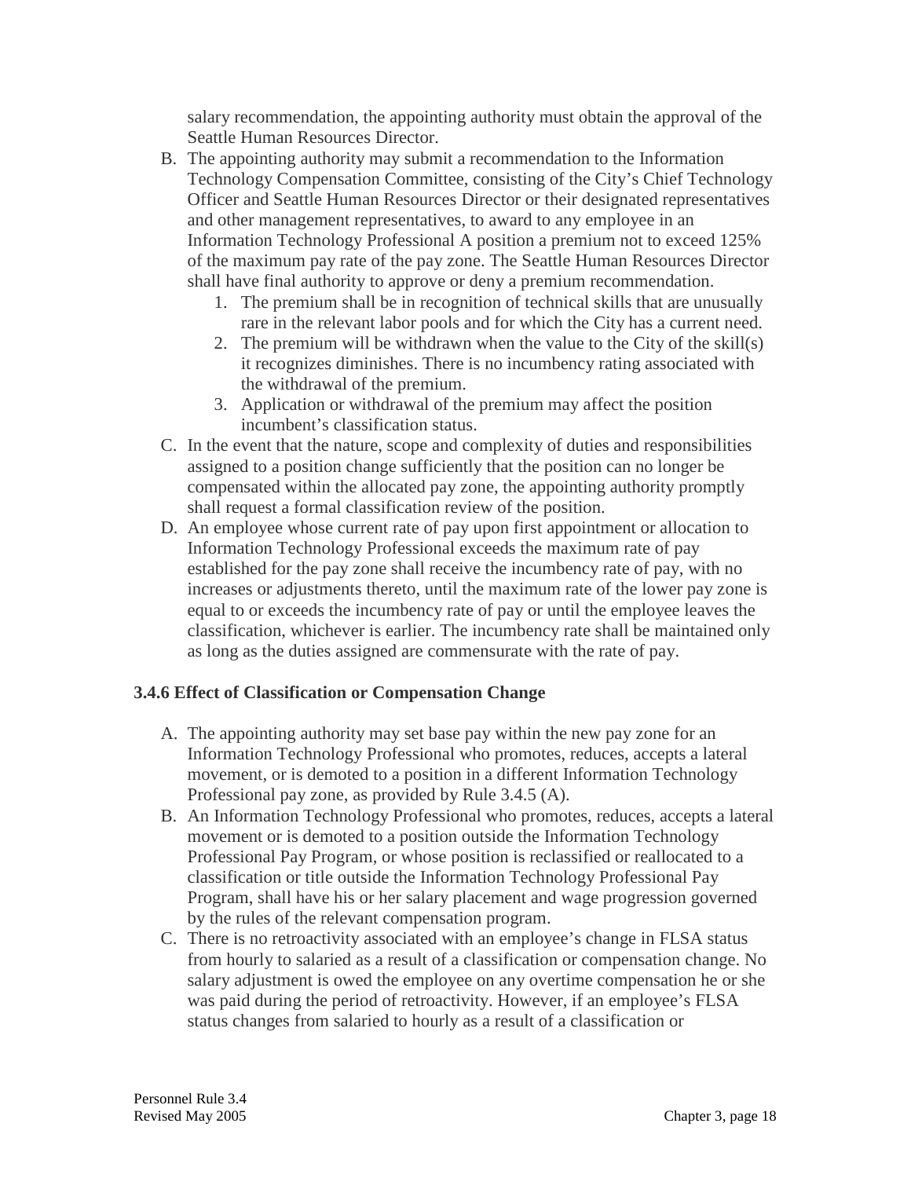salary recommendation, the appointing authority must obtain the approval of the Seattle Human Resources Director.

B. The appointing authority may submit a recommendation to the Information Technology Compensation Committee, consisting of the City's Chief Technology Officer and Seattle Human Resources Director or their designated representatives and other management representatives, to award to any employee in an Information Technology Professional A position a premium not to exceed 125% of the maximum pay rate of the pay zone. The Seattle Human Resources Director shall have final authority to approve or deny a premium recommendation.
   1. The premium shall be in recognition of technical skills that are unusually rare in the relevant labor pools and for which the City has a current need.
   2. The premium will be withdrawn when the value to the City of the skill(s) it recognizes diminishes. There is no incumbency rating associated with the withdrawal of the premium.
   3. Application or withdrawal of the premium may affect the position incumbent's classification status.

C. In the event that the nature, scope and complexity of duties and responsibilities assigned to a position change sufficiently that the position can no longer be compensated within the allocated pay zone, the appointing authority promptly shall request a formal classification review of the position.

D. An employee whose current rate of pay upon first appointment or allocation to Information Technology Professional exceeds the maximum rate of pay established for the pay zone shall receive the incumbency rate of pay, with no increases or adjustments thereto, until the maximum rate of the lower pay zone is equal to or exceeds the incumbency rate of pay or until the employee leaves the classification, whichever is earlier. The incumbency rate shall be maintained only as long as the duties assigned are commensurate with the rate of pay.

### 3.4.6 Effect of Classification or Compensation Change

A. The appointing authority may set base pay within the new pay zone for an Information Technology Professional who promotes, reduces, accepts a lateral movement, or is demoted to a position in a different Information Technology Professional pay zone, as provided by Rule 3.4.5 (A).

B. An Information Technology Professional who promotes, reduces, accepts a lateral movement or is demoted to a position outside the Information Technology Professional Pay Program, or whose position is reclassified or reallocated to a classification or title outside the Information Technology Professional Pay Program, shall have his or her salary placement and wage progression governed by the rules of the relevant compensation program.

C. There is no retroactivity associated with an employee's change in FLSA status from hourly to salaried as a result of a classification or compensation change. No salary adjustment is owed the employee on any overtime compensation he or she was paid during the period of retroactivity. However, if an employee's FLSA status changes from salaried to hourly as a result of a classification or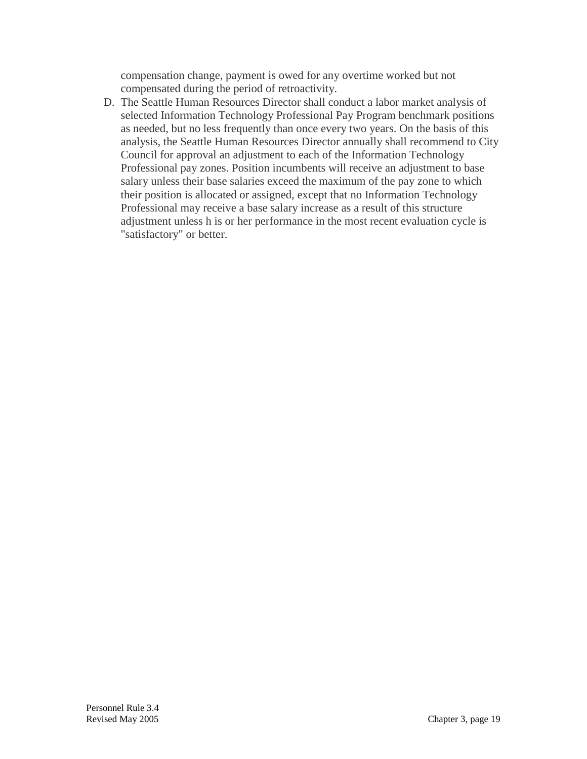compensation change, payment is owed for any overtime worked but not compensated during the period of retroactivity.

D. The Seattle Human Resources Director shall conduct a labor market analysis of selected Information Technology Professional Pay Program benchmark positions as needed, but no less frequently than once every two years. On the basis of this analysis, the Seattle Human Resources Director annually shall recommend to City Council for approval an adjustment to each of the Information Technology Professional pay zones. Position incumbents will receive an adjustment to base salary unless their base salaries exceed the maximum of the pay zone to which their position is allocated or assigned, except that no Information Technology Professional may receive a base salary increase as a result of this structure adjustment unless h is or her performance in the most recent evaluation cycle is "satisfactory" or better.